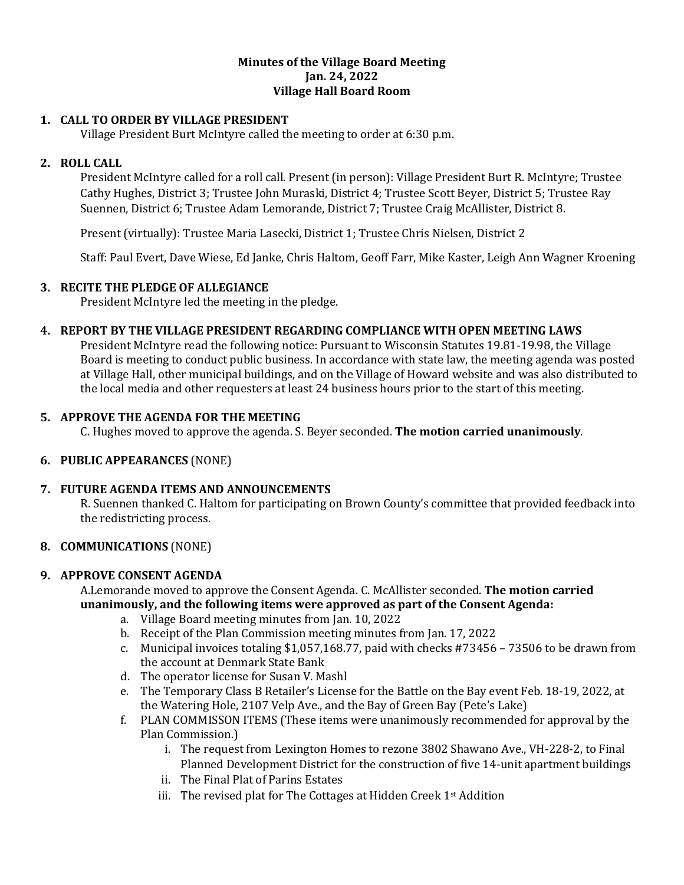# Minutes of the Village Board Meeting
## Jan. 24, 2022
## Village Hall Board Room

**1. CALL TO ORDER BY VILLAGE PRESIDENT**

Village President Burt McIntyre called the meeting to order at 6:30 p.m.

**2. ROLL CALL**

President McIntyre called for a roll call. Present (in person): Village President Burt R. McIntyre; Trustee Cathy Hughes, District 3; Trustee John Muraski, District 4; Trustee Scott Beyer, District 5; Trustee Ray Suennen, District 6; Trustee Adam Lemorande, District 7; Trustee Craig McAllister, District 8.

Present (virtually): Trustee Maria Lasecki, District 1; Trustee Chris Nielsen, District 2

Staff: Paul Evert, Dave Wiese, Ed Janke, Chris Haltom, Geoff Farr, Mike Kaster, Leigh Ann Wagner Kroening

**3. RECITE THE PLEDGE OF ALLEGIANCE**

President McIntyre led the meeting in the pledge.

**4. REPORT BY THE VILLAGE PRESIDENT REGARDING COMPLIANCE WITH OPEN MEETING LAWS**

President McIntyre read the following notice: Pursuant to Wisconsin Statutes 19.81-19.98, the Village Board is meeting to conduct public business. In accordance with state law, the meeting agenda was posted at Village Hall, other municipal buildings, and on the Village of Howard website and was also distributed to the local media and other requesters at least 24 business hours prior to the start of this meeting.

**5. APPROVE THE AGENDA FOR THE MEETING**

C. Hughes moved to approve the agenda. S. Beyer seconded. **The motion carried unanimously**.

**6. PUBLIC APPEARANCES** (NONE)

**7. FUTURE AGENDA ITEMS AND ANNOUNCEMENTS**

R. Suennen thanked C. Haltom for participating on Brown County's committee that provided feedback into the redistricting process.

**8. COMMUNICATIONS** (NONE)

**9. APPROVE CONSENT AGENDA**

A.Lemorande moved to approve the Consent Agenda. C. McAllister seconded. **The motion carried unanimously, and the following items were approved as part of the Consent Agenda:**

a. Village Board meeting minutes from Jan. 10, 2022
b. Receipt of the Plan Commission meeting minutes from Jan. 17, 2022
c. Municipal invoices totaling $1,057,168.77, paid with checks #73456 – 73506 to be drawn from the account at Denmark State Bank
d. The operator license for Susan V. Mashl
e. The Temporary Class B Retailer's License for the Battle on the Bay event Feb. 18-19, 2022, at the Watering Hole, 2107 Velp Ave., and the Bay of Green Bay (Pete's Lake)
f. PLAN COMMISSON ITEMS (These items were unanimously recommended for approval by the Plan Commission.)
   i. The request from Lexington Homes to rezone 3802 Shawano Ave., VH-228-2, to Final Planned Development District for the construction of five 14-unit apartment buildings
   ii. The Final Plat of Parins Estates
   iii. The revised plat for The Cottages at Hidden Creek 1st Addition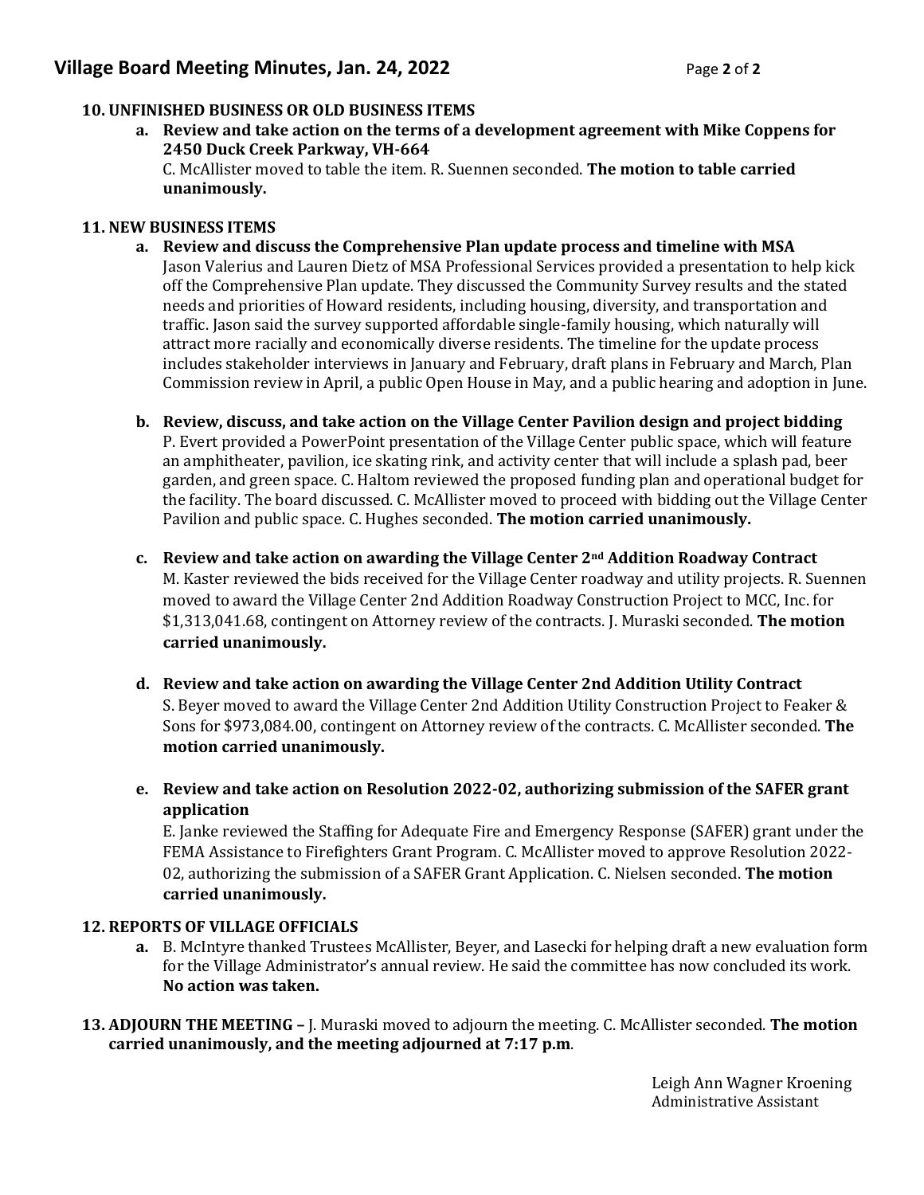**10. UNFINISHED BUSINESS OR OLD BUSINESS ITEMS**

**a. Review and take action on the terms of a development agreement with Mike Coppens for 2450 Duck Creek Parkway, VH-664**

C. McAllister moved to table the item. R. Suennen seconded. **The motion to table carried unanimously.**

**11. NEW BUSINESS ITEMS**

**a. Review and discuss the Comprehensive Plan update process and timeline with MSA**

Jason Valerius and Lauren Dietz of MSA Professional Services provided a presentation to help kick off the Comprehensive Plan update. They discussed the Community Survey results and the stated needs and priorities of Howard residents, including housing, diversity, and transportation and traffic. Jason said the survey supported affordable single-family housing, which naturally will attract more racially and economically diverse residents. The timeline for the update process includes stakeholder interviews in January and February, draft plans in February and March, Plan Commission review in April, a public Open House in May, and a public hearing and adoption in June.

**b. Review, discuss, and take action on the Village Center Pavilion design and project bidding**

P. Evert provided a PowerPoint presentation of the Village Center public space, which will feature an amphitheater, pavilion, ice skating rink, and activity center that will include a splash pad, beer garden, and green space. C. Haltom reviewed the proposed funding plan and operational budget for the facility. The board discussed. C. McAllister moved to proceed with bidding out the Village Center Pavilion and public space. C. Hughes seconded. **The motion carried unanimously.**

**c. Review and take action on awarding the Village Center 2nd Addition Roadway Contract**

M. Kaster reviewed the bids received for the Village Center roadway and utility projects. R. Suennen moved to award the Village Center 2nd Addition Roadway Construction Project to MCC, Inc. for $1,313,041.68, contingent on Attorney review of the contracts. J. Muraski seconded. **The motion carried unanimously.**

**d. Review and take action on awarding the Village Center 2nd Addition Utility Contract**

S. Beyer moved to award the Village Center 2nd Addition Utility Construction Project to Feaker & Sons for $973,084.00, contingent on Attorney review of the contracts. C. McAllister seconded. **The motion carried unanimously.**

**e. Review and take action on Resolution 2022-02, authorizing submission of the SAFER grant application**

E. Janke reviewed the Staffing for Adequate Fire and Emergency Response (SAFER) grant under the FEMA Assistance to Firefighters Grant Program. C. McAllister moved to approve Resolution 2022-02, authorizing the submission of a SAFER Grant Application. C. Nielsen seconded. **The motion carried unanimously.**

**12. REPORTS OF VILLAGE OFFICIALS**

**a.** B. McIntyre thanked Trustees McAllister, Beyer, and Lasecki for helping draft a new evaluation form for the Village Administrator's annual review. He said the committee has now concluded its work. **No action was taken.**

**13. ADJOURN THE MEETING –** J. Muraski moved to adjourn the meeting. C. McAllister seconded. **The motion carried unanimously, and the meeting adjourned at 7:17 p.m**.

Leigh Ann Wagner Kroening
Administrative Assistant